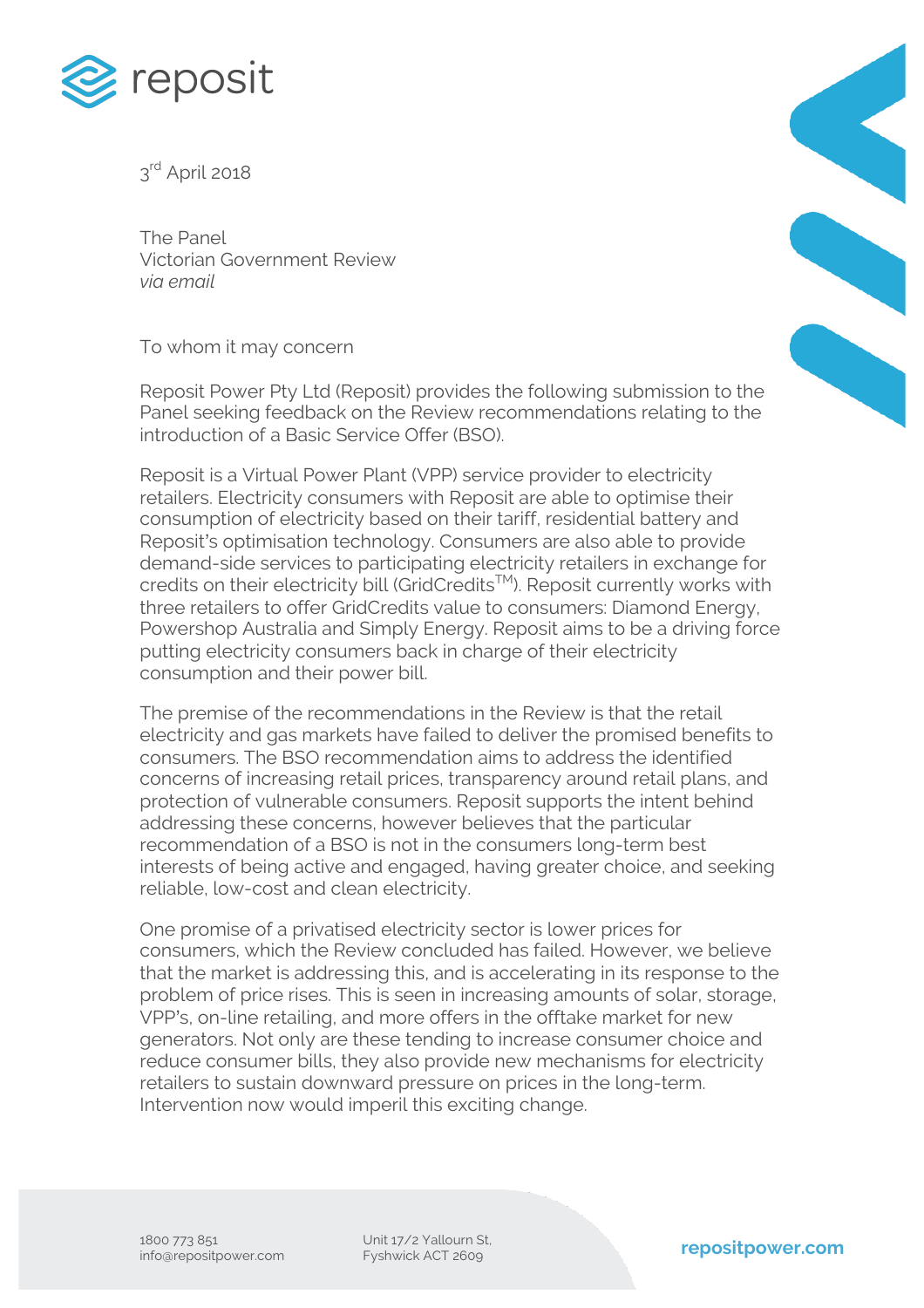3rd April 2018

The Panel
Victorian Government Review
*via email*

To whom it may concern

Reposit Power Pty Ltd (Reposit) provides the following submission to the Panel seeking feedback on the Review recommendations relating to the introduction of a Basic Service Offer (BSO).

Reposit is a Virtual Power Plant (VPP) service provider to electricity retailers. Electricity consumers with Reposit are able to optimise their consumption of electricity based on their tariff, residential battery and Reposit's optimisation technology. Consumers are also able to provide demand-side services to participating electricity retailers in exchange for credits on their electricity bill (GridCredits™). Reposit currently works with three retailers to offer GridCredits value to consumers: Diamond Energy, Powershop Australia and Simply Energy. Reposit aims to be a driving force putting electricity consumers back in charge of their electricity consumption and their power bill.

The premise of the recommendations in the Review is that the retail electricity and gas markets have failed to deliver the promised benefits to consumers. The BSO recommendation aims to address the identified concerns of increasing retail prices, transparency around retail plans, and protection of vulnerable consumers. Reposit supports the intent behind addressing these concerns, however believes that the particular recommendation of a BSO is not in the consumers long-term best interests of being active and engaged, having greater choice, and seeking reliable, low-cost and clean electricity.

One promise of a privatised electricity sector is lower prices for consumers, which the Review concluded has failed. However, we believe that the market is addressing this, and is accelerating in its response to the problem of price rises. This is seen in increasing amounts of solar, storage, VPP's, on-line retailing, and more offers in the offtake market for new generators. Not only are these tending to increase consumer choice and reduce consumer bills, they also provide new mechanisms for electricity retailers to sustain downward pressure on prices in the long-term. Intervention now would imperil this exciting change.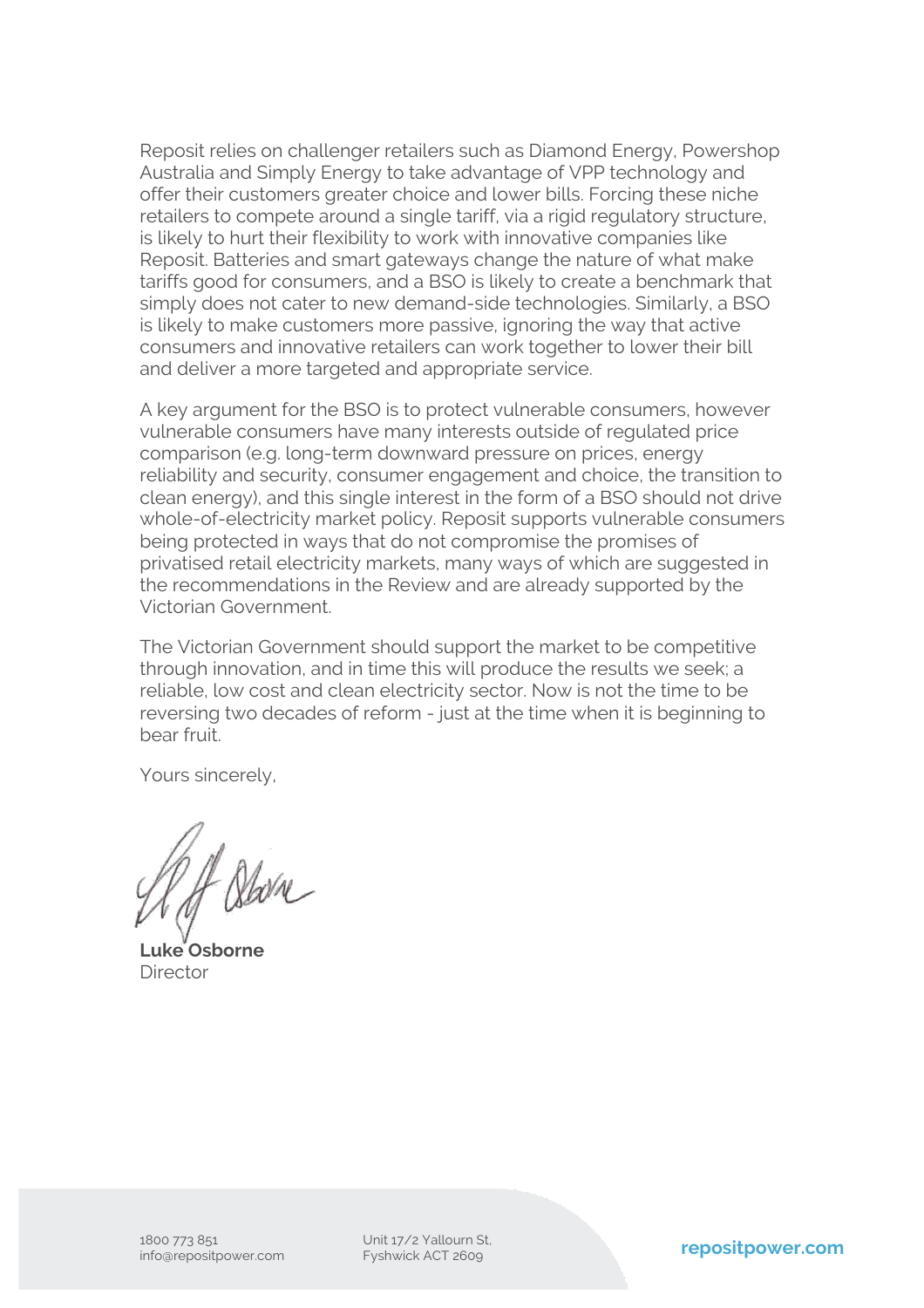Reposit relies on challenger retailers such as Diamond Energy, Powershop Australia and Simply Energy to take advantage of VPP technology and offer their customers greater choice and lower bills. Forcing these niche retailers to compete around a single tariff, via a rigid regulatory structure, is likely to hurt their flexibility to work with innovative companies like Reposit. Batteries and smart gateways change the nature of what make tariffs good for consumers, and a BSO is likely to create a benchmark that simply does not cater to new demand-side technologies. Similarly, a BSO is likely to make customers more passive, ignoring the way that active consumers and innovative retailers can work together to lower their bill and deliver a more targeted and appropriate service.

A key argument for the BSO is to protect vulnerable consumers, however vulnerable consumers have many interests outside of regulated price comparison (e.g. long-term downward pressure on prices, energy reliability and security, consumer engagement and choice, the transition to clean energy), and this single interest in the form of a BSO should not drive whole-of-electricity market policy. Reposit supports vulnerable consumers being protected in ways that do not compromise the promises of privatised retail electricity markets, many ways of which are suggested in the recommendations in the Review and are already supported by the Victorian Government.

The Victorian Government should support the market to be competitive through innovation, and in time this will produce the results we seek; a reliable, low cost and clean electricity sector. Now is not the time to be reversing two decades of reform - just at the time when it is beginning to bear fruit.

Yours sincerely,

**Luke Osborne**
Director

1800 773 851
info@repositpower.com

Unit 17/2 Yallourn St,
Fyshwick ACT 2609

**repositpower.com**